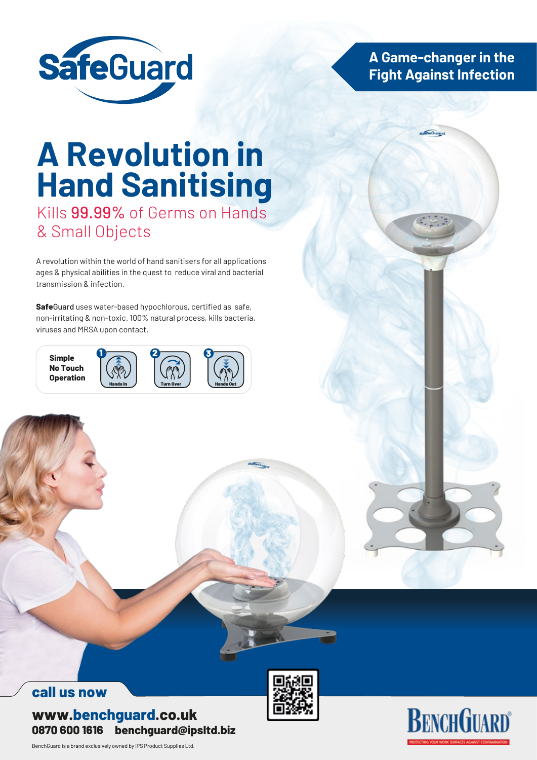# SafeGuard

**A Game-changer in the Fight Against Infection**

# A Revolution in Hand Sanitising

## Kills **99.99%** of Germs on Hands & Small Objects

A revolution within the world of hand sanitisers for all applications ages & physical abilities in the quest to reduce viral and bacterial transmission & infection.

**Safe**Guard uses water-based hypochlorous, certified as safe, non-irritating & non-toxic. 100% natural process, kills bacteria, viruses and MRSA upon contact.

**Simple No Touch Operation**

1. Hands In
2. Turn Over
3. Hands Out

**call us now**

**www.benchguard.co.uk**
**0870 600 1616 benchguard@ipsltd.biz**

BenchGuard is a brand exclusively owned by IPS Product Supplies Ltd.

BENCHGUARD®
PROTECTING YOUR WORK SURFACES AGAINST CONTAMINATION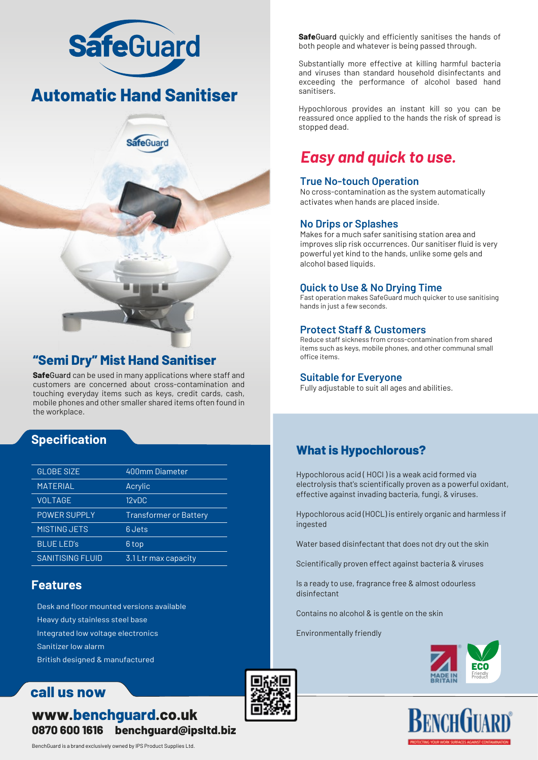# SafeGuard

## Automatic Hand Sanitiser

## "Semi Dry" Mist Hand Sanitiser

**Safe**Guard can be used in many applications where staff and customers are concerned about cross-contamination and touching everyday items such as keys, credit cards, cash, mobile phones and other smaller shared items often found in the workplace.

## Specification

| | |
|---|---|
| GLOBE SIZE | 400mm Diameter |
| MATERIAL | Acrylic |
| VOLTAGE | 12vDC |
| POWER SUPPLY | Transformer or Battery |
| MISTING JETS | 6 Jets |
| BLUE LED's | 6 top |
| SANITISING FLUID | 3.1 Ltr max capacity |

## Features

- Desk and floor mounted versions available
- Heavy duty stainless steel base
- Integrated low voltage electronics
- Sanitizer low alarm
- British designed & manufactured

## call us now

**www.benchguard.co.uk**
**0870 600 1616 benchguard@ipsltd.biz**

BenchGuard is a brand exclusively owned by IPS Product Supplies Ltd.

**Safe**Guard quickly and efficiently sanitises the hands of both people and whatever is being passed through.

Substantially more effective at killing harmful bacteria and viruses than standard household disinfectants and exceeding the performance of alcohol based hand sanitisers.

Hypochlorous provides an instant kill so you can be reassured once applied to the hands the risk of spread is stopped dead.

## *Easy and quick to use.*

### True No-touch Operation

No cross-contamination as the system automatically activates when hands are placed inside.

### No Drips or Splashes

Makes for a much safer sanitising station area and improves slip risk occurrences. Our sanitiser fluid is very powerful yet kind to the hands, unlike some gels and alcohol based liquids.

### Quick to Use & No Drying Time

Fast operation makes SafeGuard much quicker to use sanitising hands in just a few seconds.

### Protect Staff & Customers

Reduce staff sickness from cross-contamination from shared items such as keys, mobile phones, and other communal small office items.

### Suitable for Everyone

Fully adjustable to suit all ages and abilities.

## What is Hypochlorous?

Hypochlorous acid ( HOCI ) is a weak acid formed via electrolysis that's scientifically proven as a powerful oxidant, effective against invading bacteria, fungi, & viruses.

Hypochlorous acid (HOCL) is entirely organic and harmless if ingested

Water based disinfectant that does not dry out the skin

Scientifically proven effect against bacteria & viruses

Is a ready to use, fragrance free & almost odourless disinfectant

Contains no alcohol & is gentle on the skin

Environmentally friendly

MADE IN BRITAIN

ECO Friendly Product

BENCHGUARD®

PROTECTING YOUR WORK SURFACES AGAINST CONTAMINATION